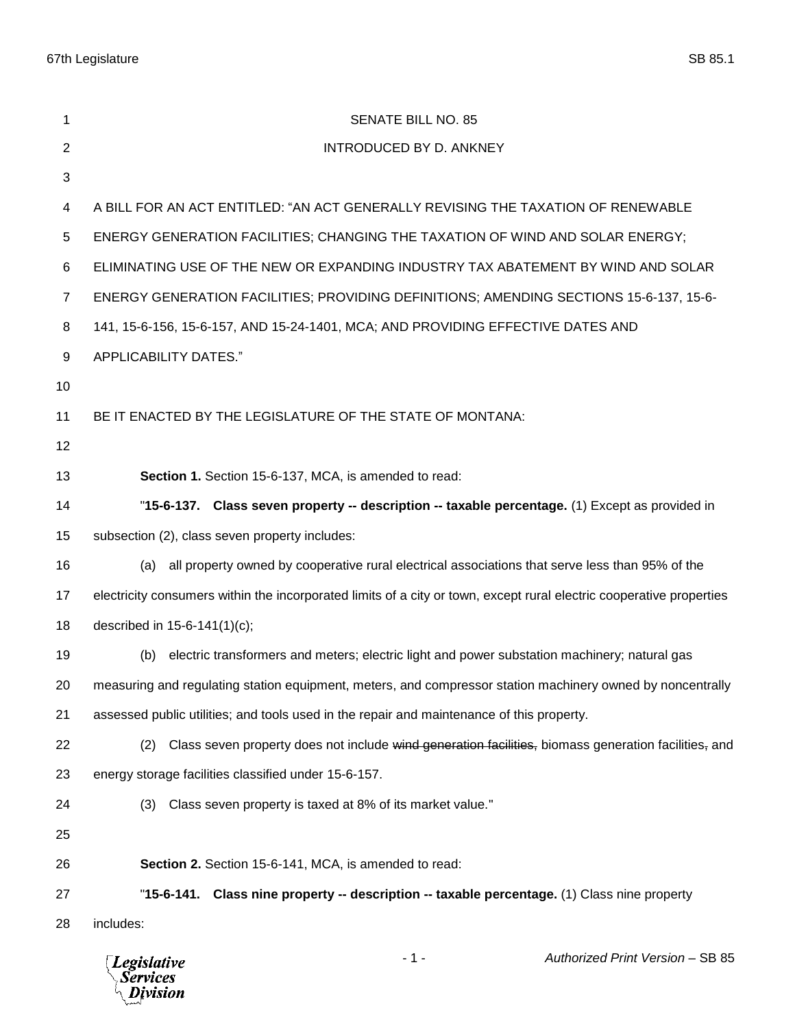SENATE BILL NO. 85

INTRODUCED BY D. ANKNEY

A BILL FOR AN ACT ENTITLED: "AN ACT GENERALLY REVISING THE TAXATION OF RENEWABLE ENERGY GENERATION FACILITIES; CHANGING THE TAXATION OF WIND AND SOLAR ENERGY; ELIMINATING USE OF THE NEW OR EXPANDING INDUSTRY TAX ABATEMENT BY WIND AND SOLAR ENERGY GENERATION FACILITIES; PROVIDING DEFINITIONS; AMENDING SECTIONS 15-6-137, 15-6-141, 15-6-156, 15-6-157, AND 15-24-1401, MCA; AND PROVIDING EFFECTIVE DATES AND APPLICABILITY DATES."

BE IT ENACTED BY THE LEGISLATURE OF THE STATE OF MONTANA:

**Section 1.** Section 15-6-137, MCA, is amended to read:

"**15-6-137. Class seven property -- description -- taxable percentage.** (1) Except as provided in subsection (2), class seven property includes:

(a) all property owned by cooperative rural electrical associations that serve less than 95% of the electricity consumers within the incorporated limits of a city or town, except rural electric cooperative properties described in 15-6-141(1)(c);

(b) electric transformers and meters; electric light and power substation machinery; natural gas measuring and regulating station equipment, meters, and compressor station machinery owned by noncentrally assessed public utilities; and tools used in the repair and maintenance of this property.

(2) Class seven property does not include ~~wind generation facilities,~~ biomass generation facilities~~,~~ and energy storage facilities classified under 15-6-157.

(3) Class seven property is taxed at 8% of its market value."

**Section 2.** Section 15-6-141, MCA, is amended to read:

"**15-6-141. Class nine property -- description -- taxable percentage.** (1) Class nine property includes: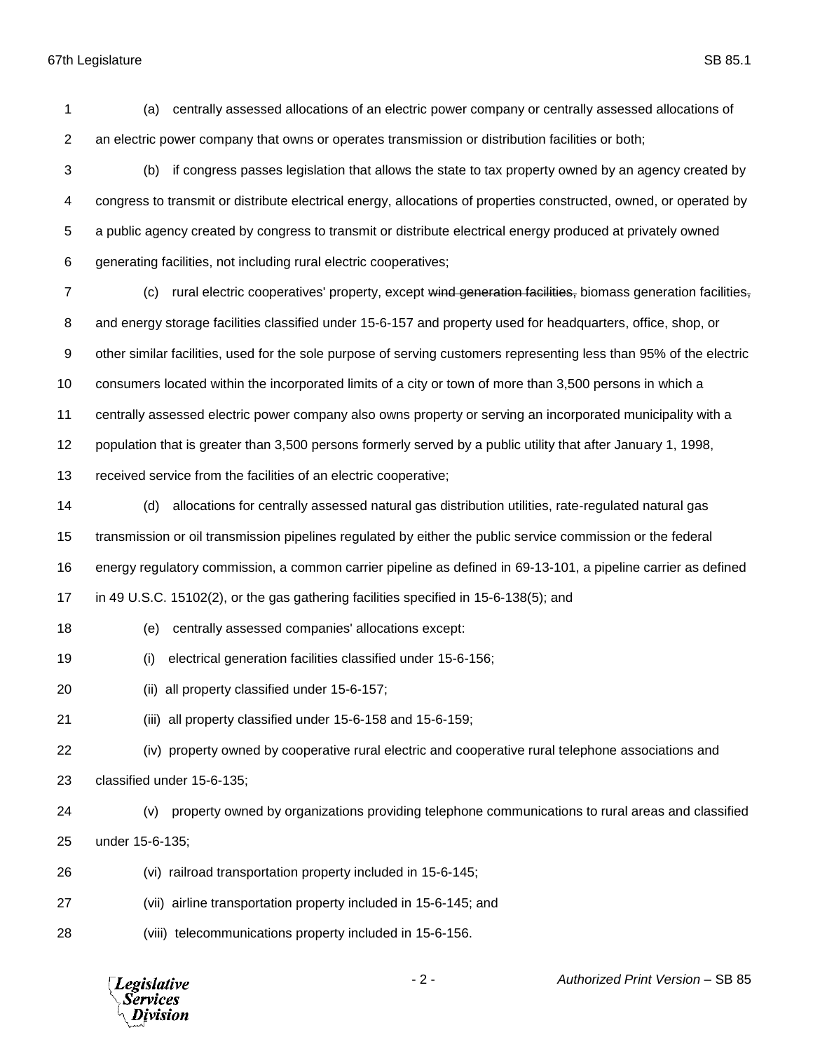(a) centrally assessed allocations of an electric power company or centrally assessed allocations of an electric power company that owns or operates transmission or distribution facilities or both;

(b) if congress passes legislation that allows the state to tax property owned by an agency created by congress to transmit or distribute electrical energy, allocations of properties constructed, owned, or operated by a public agency created by congress to transmit or distribute electrical energy produced at privately owned generating facilities, not including rural electric cooperatives;

(c) rural electric cooperatives' property, except ~~wind generation facilities,~~ biomass generation facilities~~,~~ and energy storage facilities classified under 15-6-157 and property used for headquarters, office, shop, or other similar facilities, used for the sole purpose of serving customers representing less than 95% of the electric consumers located within the incorporated limits of a city or town of more than 3,500 persons in which a centrally assessed electric power company also owns property or serving an incorporated municipality with a population that is greater than 3,500 persons formerly served by a public utility that after January 1, 1998, received service from the facilities of an electric cooperative;

(d) allocations for centrally assessed natural gas distribution utilities, rate-regulated natural gas transmission or oil transmission pipelines regulated by either the public service commission or the federal energy regulatory commission, a common carrier pipeline as defined in 69-13-101, a pipeline carrier as defined in 49 U.S.C. 15102(2), or the gas gathering facilities specified in 15-6-138(5); and

(e) centrally assessed companies' allocations except:

(i) electrical generation facilities classified under 15-6-156;

(ii) all property classified under 15-6-157;

(iii) all property classified under 15-6-158 and 15-6-159;

(iv) property owned by cooperative rural electric and cooperative rural telephone associations and classified under 15-6-135;

(v) property owned by organizations providing telephone communications to rural areas and classified under 15-6-135;

(vi) railroad transportation property included in 15-6-145;

(vii) airline transportation property included in 15-6-145; and

(viii) telecommunications property included in 15-6-156.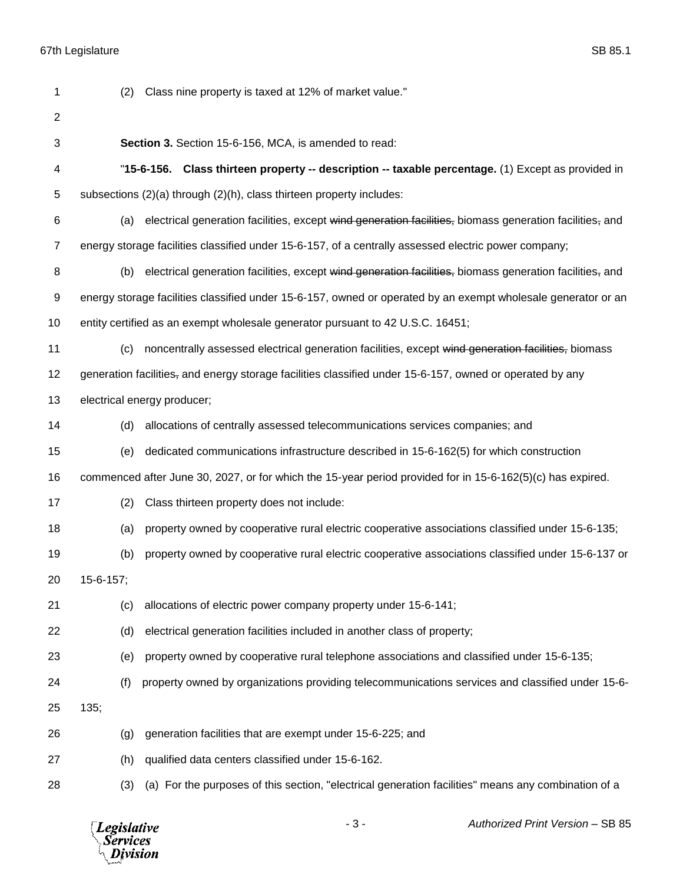(2) Class nine property is taxed at 12% of market value."

**Section 3.** Section 15-6-156, MCA, is amended to read:

"**15-6-156. Class thirteen property -- description -- taxable percentage.** (1) Except as provided in subsections (2)(a) through (2)(h), class thirteen property includes:

(a) electrical generation facilities, except ~~wind generation facilities,~~ biomass generation facilities~~,~~ and energy storage facilities classified under 15-6-157, of a centrally assessed electric power company;

(b) electrical generation facilities, except ~~wind generation facilities,~~ biomass generation facilities~~,~~ and energy storage facilities classified under 15-6-157, owned or operated by an exempt wholesale generator or an entity certified as an exempt wholesale generator pursuant to 42 U.S.C. 16451;

(c) noncentrally assessed electrical generation facilities, except ~~wind generation facilities,~~ biomass generation facilities~~,~~ and energy storage facilities classified under 15-6-157, owned or operated by any electrical energy producer;

(d) allocations of centrally assessed telecommunications services companies; and

(e) dedicated communications infrastructure described in 15-6-162(5) for which construction commenced after June 30, 2027, or for which the 15-year period provided for in 15-6-162(5)(c) has expired.

(2) Class thirteen property does not include:

(a) property owned by cooperative rural electric cooperative associations classified under 15-6-135;

(b) property owned by cooperative rural electric cooperative associations classified under 15-6-137 or 15-6-157;

(c) allocations of electric power company property under 15-6-141;

(d) electrical generation facilities included in another class of property;

(e) property owned by cooperative rural telephone associations and classified under 15-6-135;

(f) property owned by organizations providing telecommunications services and classified under 15-6-135;

(g) generation facilities that are exempt under 15-6-225; and

(h) qualified data centers classified under 15-6-162.

(3) (a) For the purposes of this section, "electrical generation facilities" means any combination of a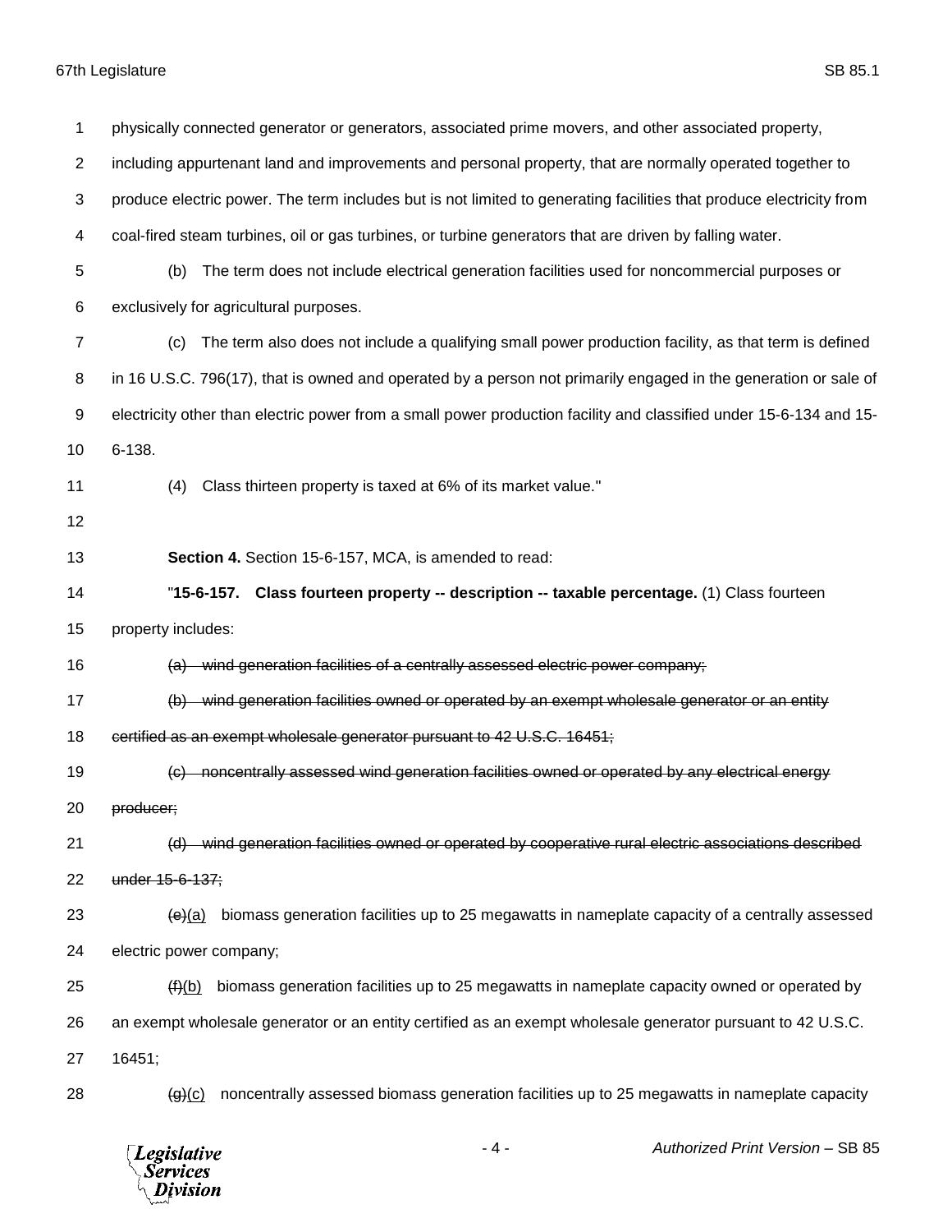physically connected generator or generators, associated prime movers, and other associated property, including appurtenant land and improvements and personal property, that are normally operated together to produce electric power. The term includes but is not limited to generating facilities that produce electricity from coal-fired steam turbines, oil or gas turbines, or turbine generators that are driven by falling water.

(b) The term does not include electrical generation facilities used for noncommercial purposes or exclusively for agricultural purposes.

(c) The term also does not include a qualifying small power production facility, as that term is defined in 16 U.S.C. 796(17), that is owned and operated by a person not primarily engaged in the generation or sale of electricity other than electric power from a small power production facility and classified under 15-6-134 and 15-6-138.

(4) Class thirteen property is taxed at 6% of its market value."

**Section 4.** Section 15-6-157, MCA, is amended to read:

"**15-6-157. Class fourteen property -- description -- taxable percentage.** (1) Class fourteen property includes:

~~(a) wind generation facilities of a centrally assessed electric power company;~~

~~(b) wind generation facilities owned or operated by an exempt wholesale generator or an entity certified as an exempt wholesale generator pursuant to 42 U.S.C. 16451;~~

~~(c) noncentrally assessed wind generation facilities owned or operated by any electrical energy producer;~~

~~(d) wind generation facilities owned or operated by cooperative rural electric associations described under 15-6-137;~~

~~(e)~~(a) biomass generation facilities up to 25 megawatts in nameplate capacity of a centrally assessed electric power company;

~~(f)~~(b) biomass generation facilities up to 25 megawatts in nameplate capacity owned or operated by an exempt wholesale generator or an entity certified as an exempt wholesale generator pursuant to 42 U.S.C. 16451;

~~(g)~~(c) noncentrally assessed biomass generation facilities up to 25 megawatts in nameplate capacity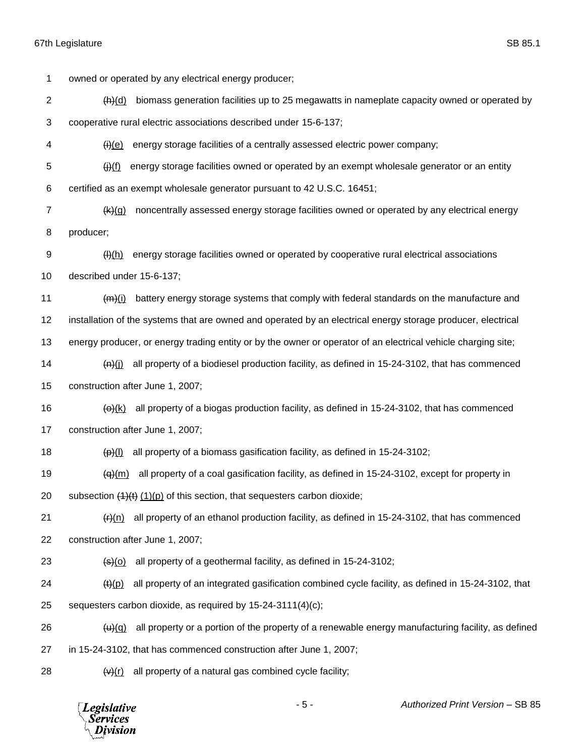owned or operated by any electrical energy producer;

~~(h)~~(d) biomass generation facilities up to 25 megawatts in nameplate capacity owned or operated by cooperative rural electric associations described under 15-6-137;

~~(i)~~(e) energy storage facilities of a centrally assessed electric power company;

~~(j)~~(f) energy storage facilities owned or operated by an exempt wholesale generator or an entity certified as an exempt wholesale generator pursuant to 42 U.S.C. 16451;

~~(k)~~(g) noncentrally assessed energy storage facilities owned or operated by any electrical energy producer;

~~(l)~~(h) energy storage facilities owned or operated by cooperative rural electrical associations described under 15-6-137;

~~(m)~~(i) battery energy storage systems that comply with federal standards on the manufacture and installation of the systems that are owned and operated by an electrical energy storage producer, electrical energy producer, or energy trading entity or by the owner or operator of an electrical vehicle charging site;

~~(n)~~(j) all property of a biodiesel production facility, as defined in 15-24-3102, that has commenced construction after June 1, 2007;

~~(o)~~(k) all property of a biogas production facility, as defined in 15-24-3102, that has commenced construction after June 1, 2007;

~~(p)~~(l) all property of a biomass gasification facility, as defined in 15-24-3102;

~~(q)~~(m) all property of a coal gasification facility, as defined in 15-24-3102, except for property in subsection ~~(1)(t)~~ (1)(p) of this section, that sequesters carbon dioxide;

~~(r)~~(n) all property of an ethanol production facility, as defined in 15-24-3102, that has commenced construction after June 1, 2007;

~~(s)~~(o) all property of a geothermal facility, as defined in 15-24-3102;

~~(t)~~(p) all property of an integrated gasification combined cycle facility, as defined in 15-24-3102, that sequesters carbon dioxide, as required by 15-24-3111(4)(c);

~~(u)~~(q) all property or a portion of the property of a renewable energy manufacturing facility, as defined in 15-24-3102, that has commenced construction after June 1, 2007;

~~(v)~~(r) all property of a natural gas combined cycle facility;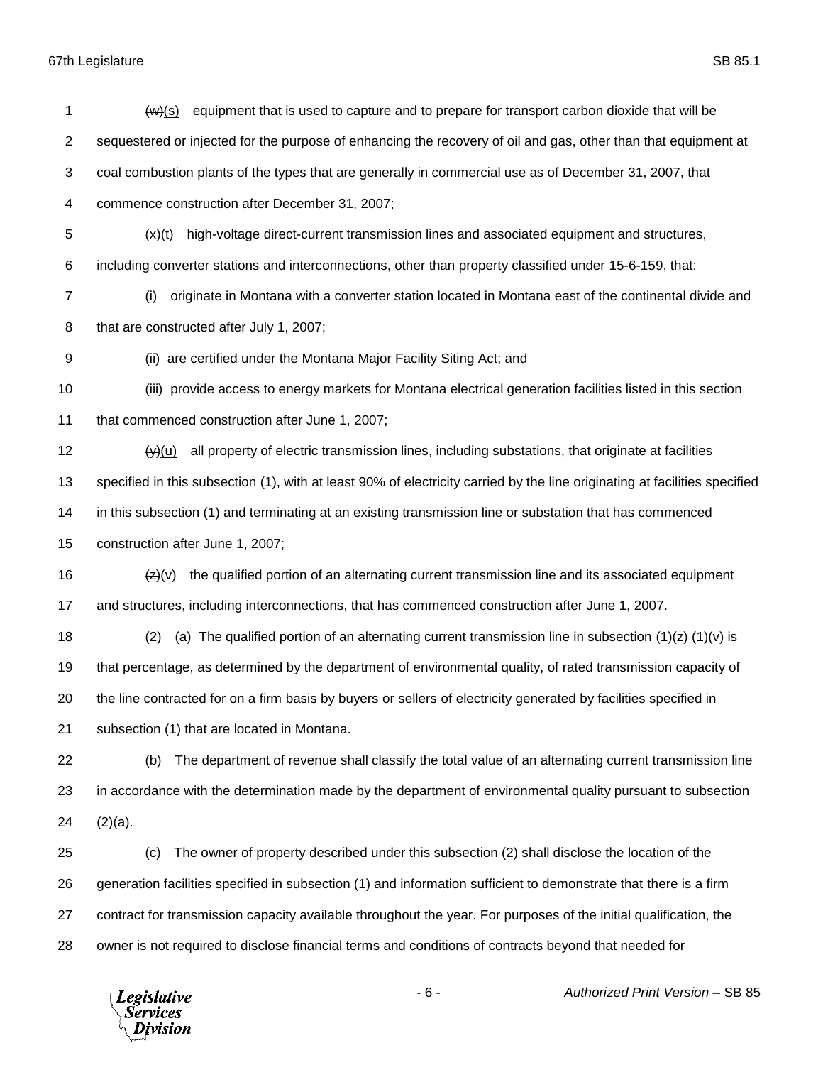~~(w)~~(s) equipment that is used to capture and to prepare for transport carbon dioxide that will be sequestered or injected for the purpose of enhancing the recovery of oil and gas, other than that equipment at coal combustion plants of the types that are generally in commercial use as of December 31, 2007, that commence construction after December 31, 2007;

~~(x)~~(t) high-voltage direct-current transmission lines and associated equipment and structures, including converter stations and interconnections, other than property classified under 15-6-159, that:

(i) originate in Montana with a converter station located in Montana east of the continental divide and that are constructed after July 1, 2007;

(ii) are certified under the Montana Major Facility Siting Act; and

(iii) provide access to energy markets for Montana electrical generation facilities listed in this section that commenced construction after June 1, 2007;

~~(y)~~(u) all property of electric transmission lines, including substations, that originate at facilities specified in this subsection (1), with at least 90% of electricity carried by the line originating at facilities specified in this subsection (1) and terminating at an existing transmission line or substation that has commenced construction after June 1, 2007;

~~(z)~~(v) the qualified portion of an alternating current transmission line and its associated equipment and structures, including interconnections, that has commenced construction after June 1, 2007.

(2) (a) The qualified portion of an alternating current transmission line in subsection ~~(1)(z)~~ (1)(v) is that percentage, as determined by the department of environmental quality, of rated transmission capacity of the line contracted for on a firm basis by buyers or sellers of electricity generated by facilities specified in subsection (1) that are located in Montana.

(b) The department of revenue shall classify the total value of an alternating current transmission line in accordance with the determination made by the department of environmental quality pursuant to subsection (2)(a).

(c) The owner of property described under this subsection (2) shall disclose the location of the generation facilities specified in subsection (1) and information sufficient to demonstrate that there is a firm contract for transmission capacity available throughout the year. For purposes of the initial qualification, the owner is not required to disclose financial terms and conditions of contracts beyond that needed for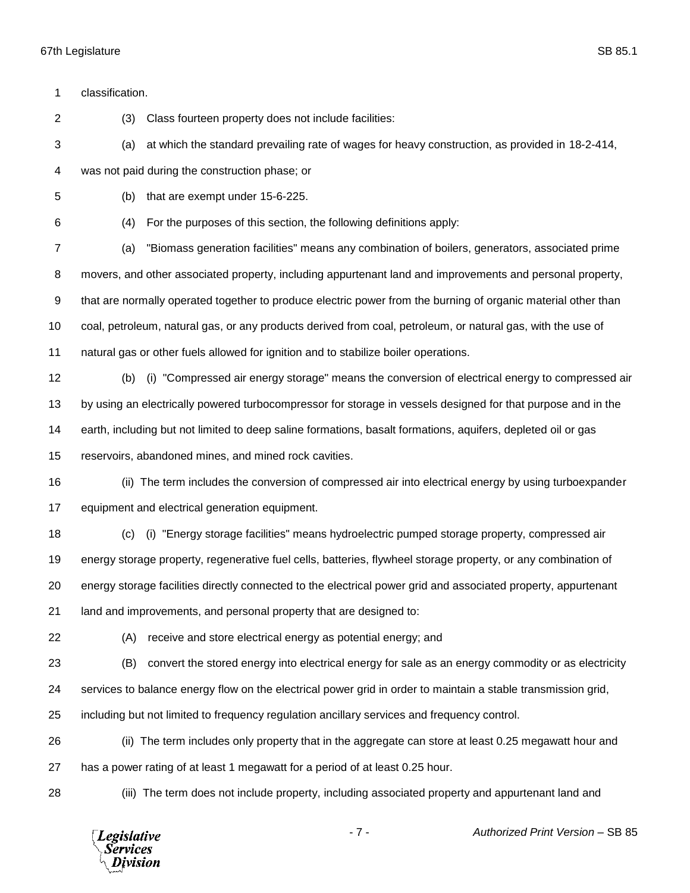classification.

(3) Class fourteen property does not include facilities:

(a) at which the standard prevailing rate of wages for heavy construction, as provided in 18-2-414, was not paid during the construction phase; or

(b) that are exempt under 15-6-225.

(4) For the purposes of this section, the following definitions apply:

(a) "Biomass generation facilities" means any combination of boilers, generators, associated prime movers, and other associated property, including appurtenant land and improvements and personal property, that are normally operated together to produce electric power from the burning of organic material other than coal, petroleum, natural gas, or any products derived from coal, petroleum, or natural gas, with the use of natural gas or other fuels allowed for ignition and to stabilize boiler operations.

(b) (i) "Compressed air energy storage" means the conversion of electrical energy to compressed air by using an electrically powered turbocompressor for storage in vessels designed for that purpose and in the earth, including but not limited to deep saline formations, basalt formations, aquifers, depleted oil or gas reservoirs, abandoned mines, and mined rock cavities.

(ii) The term includes the conversion of compressed air into electrical energy by using turboexpander equipment and electrical generation equipment.

(c) (i) "Energy storage facilities" means hydroelectric pumped storage property, compressed air energy storage property, regenerative fuel cells, batteries, flywheel storage property, or any combination of energy storage facilities directly connected to the electrical power grid and associated property, appurtenant land and improvements, and personal property that are designed to:

(A) receive and store electrical energy as potential energy; and

(B) convert the stored energy into electrical energy for sale as an energy commodity or as electricity services to balance energy flow on the electrical power grid in order to maintain a stable transmission grid, including but not limited to frequency regulation ancillary services and frequency control.

(ii) The term includes only property that in the aggregate can store at least 0.25 megawatt hour and has a power rating of at least 1 megawatt for a period of at least 0.25 hour.

(iii) The term does not include property, including associated property and appurtenant land and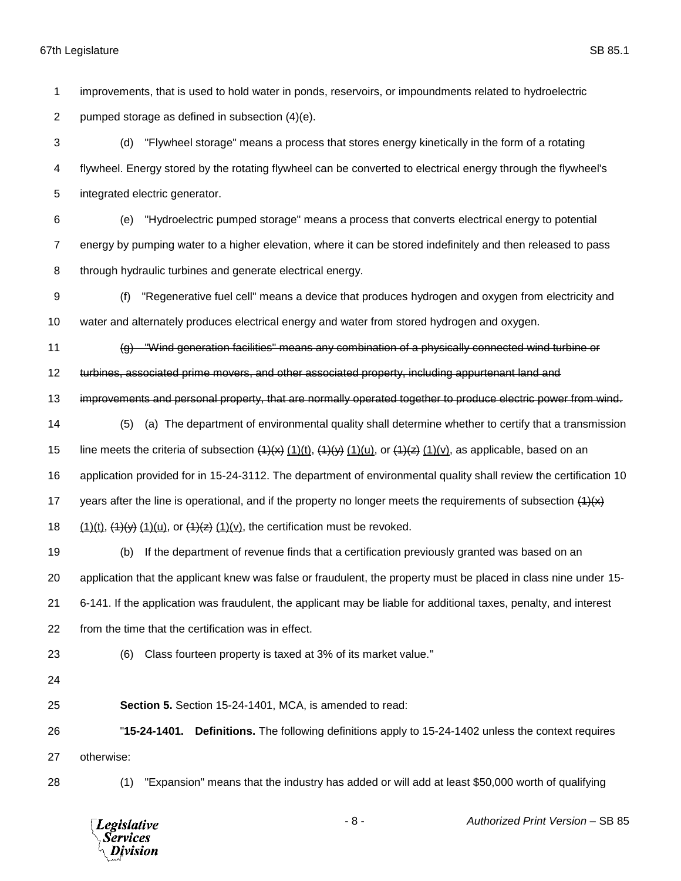improvements, that is used to hold water in ponds, reservoirs, or impoundments related to hydroelectric pumped storage as defined in subsection (4)(e).

(d) "Flywheel storage" means a process that stores energy kinetically in the form of a rotating flywheel. Energy stored by the rotating flywheel can be converted to electrical energy through the flywheel's integrated electric generator.

(e) "Hydroelectric pumped storage" means a process that converts electrical energy to potential energy by pumping water to a higher elevation, where it can be stored indefinitely and then released to pass through hydraulic turbines and generate electrical energy.

(f) "Regenerative fuel cell" means a device that produces hydrogen and oxygen from electricity and water and alternately produces electrical energy and water from stored hydrogen and oxygen.

~~(g) "Wind generation facilities" means any combination of a physically connected wind turbine or turbines, associated prime movers, and other associated property, including appurtenant land and improvements and personal property, that are normally operated together to produce electric power from wind.~~

(5) (a) The department of environmental quality shall determine whether to certify that a transmission line meets the criteria of subsection ~~(1)(x)~~ (1)(t), ~~(1)(y)~~ (1)(u), or ~~(1)(z)~~ (1)(v), as applicable, based on an application provided for in 15-24-3112. The department of environmental quality shall review the certification 10 years after the line is operational, and if the property no longer meets the requirements of subsection ~~(1)(x)~~ (1)(t), ~~(1)(y)~~ (1)(u), or ~~(1)(z)~~ (1)(v), the certification must be revoked.

(b) If the department of revenue finds that a certification previously granted was based on an application that the applicant knew was false or fraudulent, the property must be placed in class nine under 15-6-141. If the application was fraudulent, the applicant may be liable for additional taxes, penalty, and interest from the time that the certification was in effect.

(6) Class fourteen property is taxed at 3% of its market value."

**Section 5.** Section 15-24-1401, MCA, is amended to read:

"**15-24-1401. Definitions.** The following definitions apply to 15-24-1402 unless the context requires otherwise:

(1) "Expansion" means that the industry has added or will add at least $50,000 worth of qualifying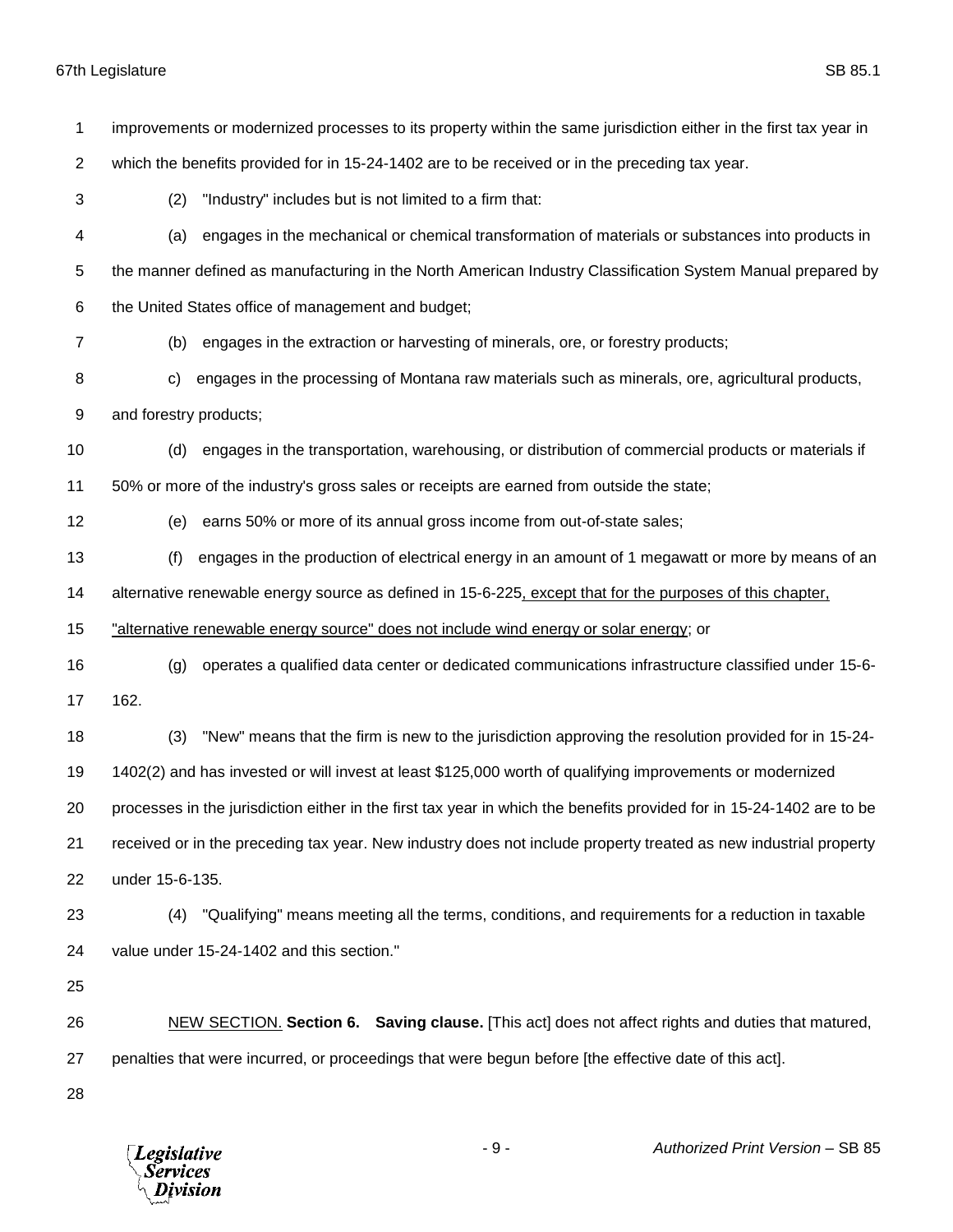improvements or modernized processes to its property within the same jurisdiction either in the first tax year in which the benefits provided for in 15-24-1402 are to be received or in the preceding tax year.

(2) "Industry" includes but is not limited to a firm that:

(a) engages in the mechanical or chemical transformation of materials or substances into products in the manner defined as manufacturing in the North American Industry Classification System Manual prepared by the United States office of management and budget;

(b) engages in the extraction or harvesting of minerals, ore, or forestry products;

c) engages in the processing of Montana raw materials such as minerals, ore, agricultural products, and forestry products;

(d) engages in the transportation, warehousing, or distribution of commercial products or materials if 50% or more of the industry's gross sales or receipts are earned from outside the state;

(e) earns 50% or more of its annual gross income from out-of-state sales;

(f) engages in the production of electrical energy in an amount of 1 megawatt or more by means of an alternative renewable energy source as defined in 15-6-225<u>, except that for the purposes of this chapter, "alternative renewable energy source" does not include wind energy or solar energy</u>; or

(g) operates a qualified data center or dedicated communications infrastructure classified under 15-6-162.

(3) "New" means that the firm is new to the jurisdiction approving the resolution provided for in 15-24-1402(2) and has invested or will invest at least $125,000 worth of qualifying improvements or modernized processes in the jurisdiction either in the first tax year in which the benefits provided for in 15-24-1402 are to be received or in the preceding tax year. New industry does not include property treated as new industrial property under 15-6-135.

(4) "Qualifying" means meeting all the terms, conditions, and requirements for a reduction in taxable value under 15-24-1402 and this section."

<u>NEW SECTION.</u> **Section 6. Saving clause.** [This act] does not affect rights and duties that matured, penalties that were incurred, or proceedings that were begun before [the effective date of this act].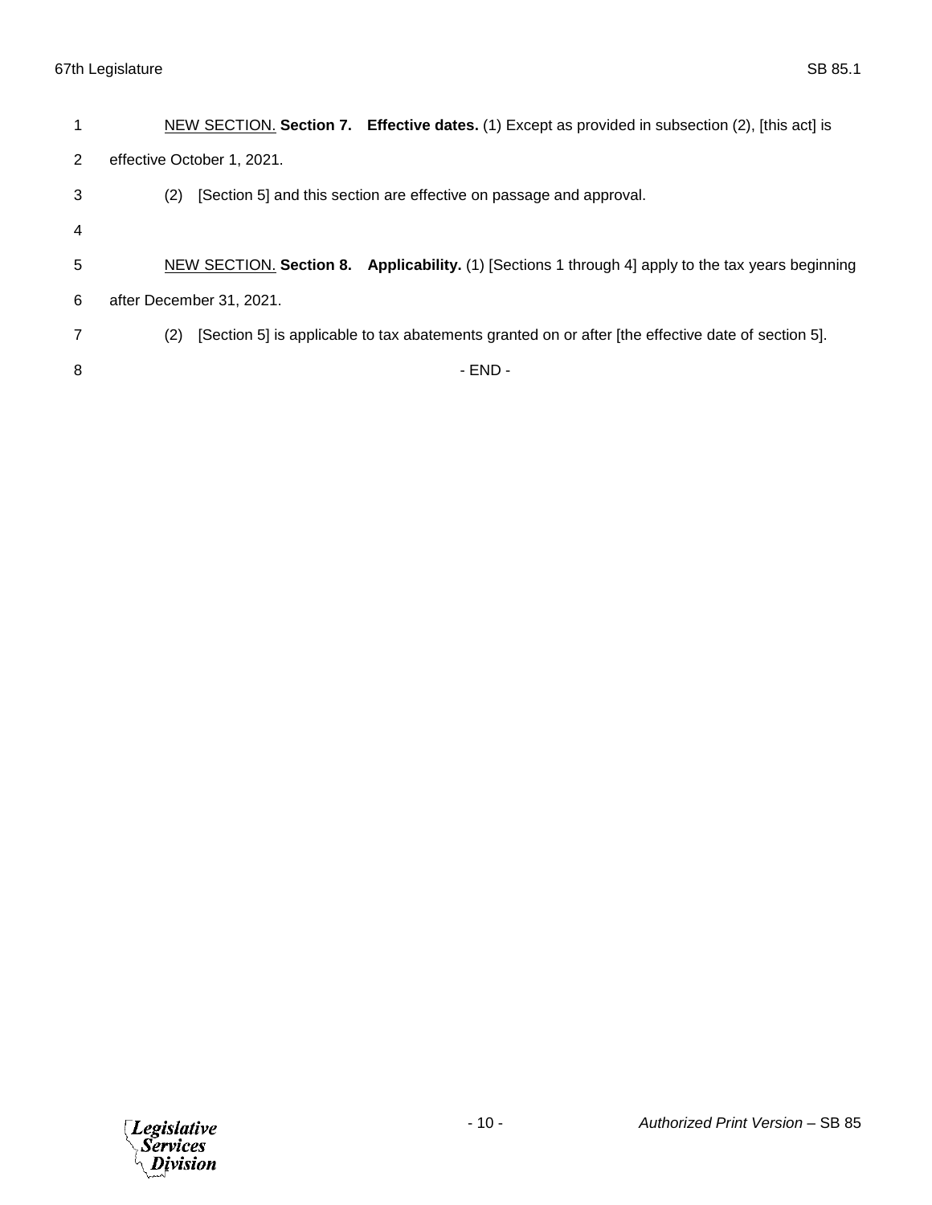NEW SECTION. **Section 7. Effective dates.** (1) Except as provided in subsection (2), [this act] is effective October 1, 2021.

(2) [Section 5] and this section are effective on passage and approval.

NEW SECTION. **Section 8. Applicability.** (1) [Sections 1 through 4] apply to the tax years beginning after December 31, 2021.

(2) [Section 5] is applicable to tax abatements granted on or after [the effective date of section 5].

- END -